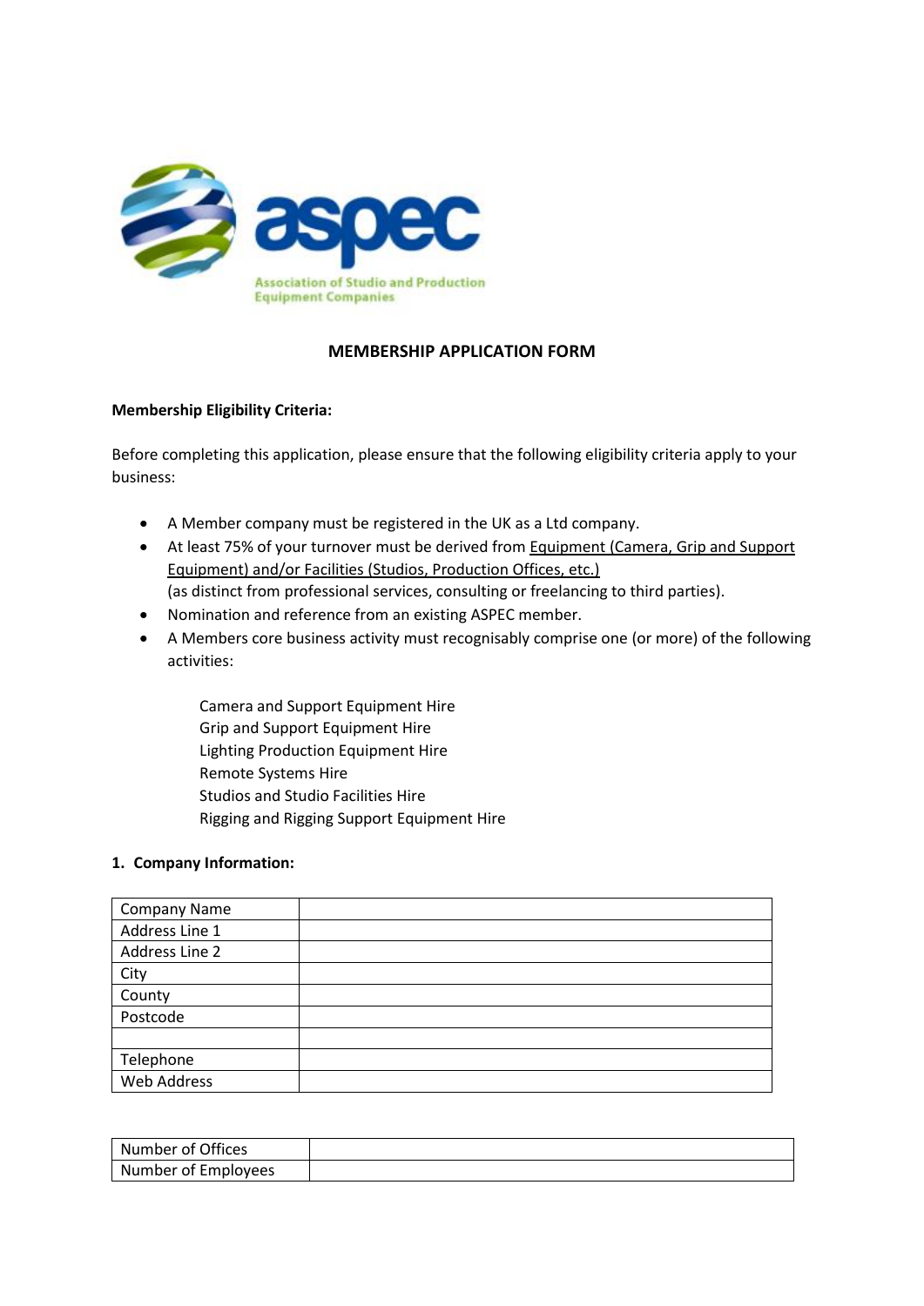aspec

Association of Studio and Production Equipment Companies

# MEMBERSHIP APPLICATION FORM

**Membership Eligibility Criteria:**

Before completing this application, please ensure that the following eligibility criteria apply to your business:

- A Member company must be registered in the UK as a Ltd company.
- At least 75% of your turnover must be derived from Equipment (Camera, Grip and Support Equipment) and/or Facilities (Studios, Production Offices, etc.) (as distinct from professional services, consulting or freelancing to third parties).
- Nomination and reference from an existing ASPEC member.
- A Members core business activity must recognisably comprise one (or more) of the following activities:

  Camera and Support Equipment Hire
  Grip and Support Equipment Hire
  Lighting Production Equipment Hire
  Remote Systems Hire
  Studios and Studio Facilities Hire
  Rigging and Rigging Support Equipment Hire

**1. Company Information:**

| Company Name | |
|---|---|
| Address Line 1 | |
| Address Line 2 | |
| City | |
| County | |
| Postcode | |
| | |
| Telephone | |
| Web Address | |

| Number of Offices | |
|---|---|
| Number of Employees | |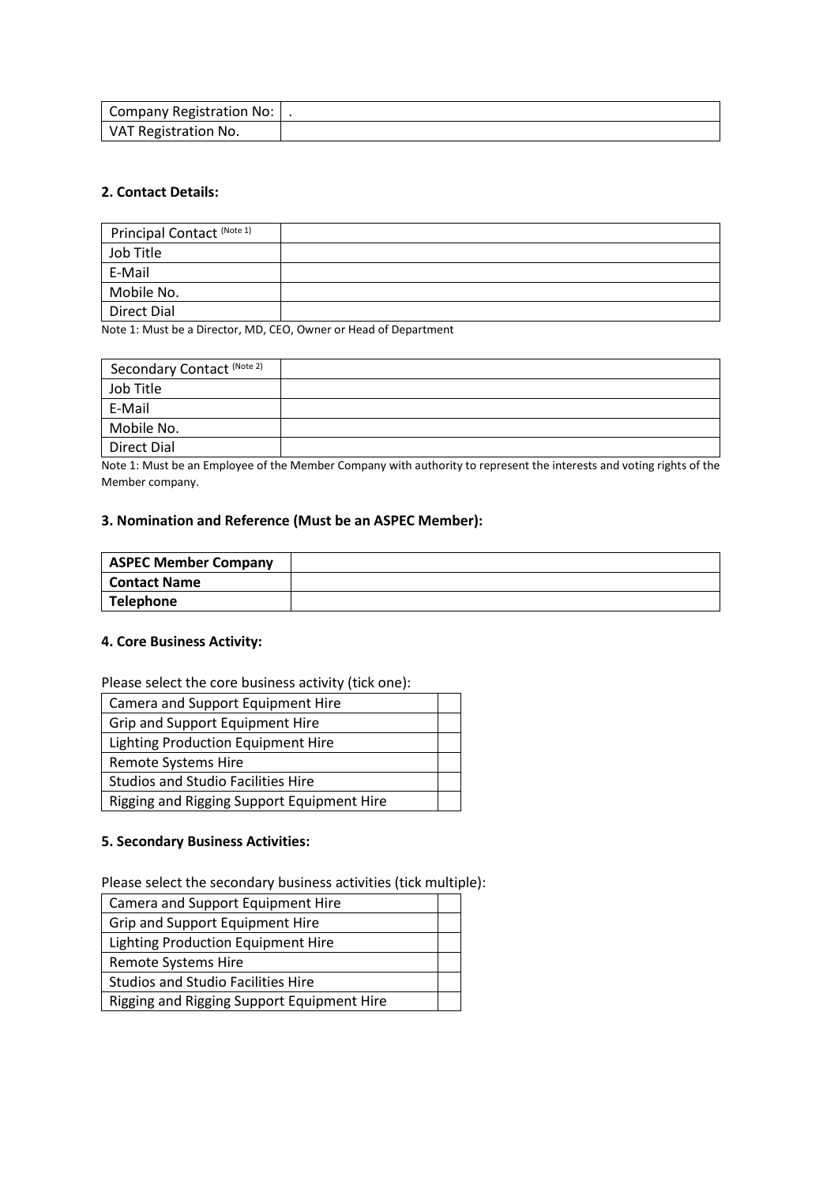| Company Registration No: | . |
|---|---|
| VAT Registration No. | |

**2. Contact Details:**

| Principal Contact (Note 1) | |
|---|---|
| Job Title | |
| E-Mail | |
| Mobile No. | |
| Direct Dial | |

Note 1: Must be a Director, MD, CEO, Owner or Head of Department

| Secondary Contact (Note 2) | |
|---|---|
| Job Title | |
| E-Mail | |
| Mobile No. | |
| Direct Dial | |

Note 1: Must be an Employee of the Member Company with authority to represent the interests and voting rights of the Member company.

**3. Nomination and Reference (Must be an ASPEC Member):**

| **ASPEC Member Company** | |
|---|---|
| **Contact Name** | |
| **Telephone** | |

**4. Core Business Activity:**

Please select the core business activity (tick one):

| Camera and Support Equipment Hire | |
|---|---|
| Grip and Support Equipment Hire | |
| Lighting Production Equipment Hire | |
| Remote Systems Hire | |
| Studios and Studio Facilities Hire | |
| Rigging and Rigging Support Equipment Hire | |

**5. Secondary Business Activities:**

Please select the secondary business activities (tick multiple):

| Camera and Support Equipment Hire | |
|---|---|
| Grip and Support Equipment Hire | |
| Lighting Production Equipment Hire | |
| Remote Systems Hire | |
| Studios and Studio Facilities Hire | |
| Rigging and Rigging Support Equipment Hire | |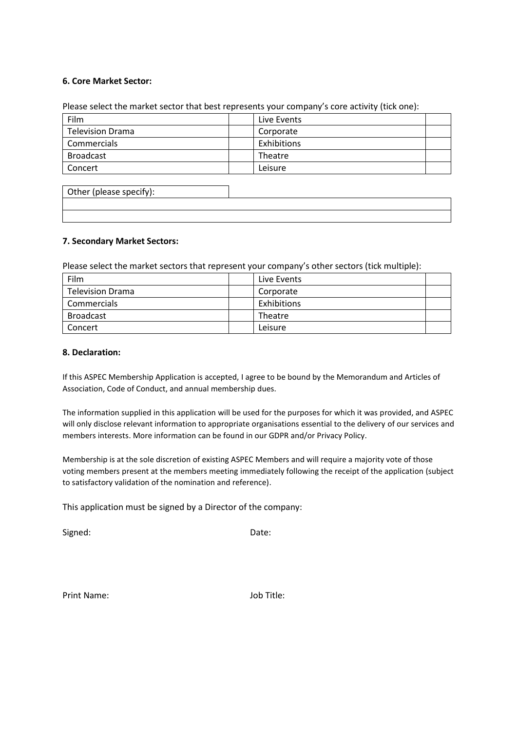**6. Core Market Sector:**

Please select the market sector that best represents your company's core activity (tick one):

| | | | |
|---|---|---|---|
| Film | | Live Events | |
| Television Drama | | Corporate | |
| Commercials | | Exhibitions | |
| Broadcast | | Theatre | |
| Concert | | Leisure | |

| | |
|---|---|
| Other (please specify): | |
| | |
| | |

**7. Secondary Market Sectors:**

Please select the market sectors that represent your company's other sectors (tick multiple):

| | | | |
|---|---|---|---|
| Film | | Live Events | |
| Television Drama | | Corporate | |
| Commercials | | Exhibitions | |
| Broadcast | | Theatre | |
| Concert | | Leisure | |

**8. Declaration:**

If this ASPEC Membership Application is accepted, I agree to be bound by the Memorandum and Articles of Association, Code of Conduct, and annual membership dues.

The information supplied in this application will be used for the purposes for which it was provided, and ASPEC will only disclose relevant information to appropriate organisations essential to the delivery of our services and members interests. More information can be found in our GDPR and/or Privacy Policy.

Membership is at the sole discretion of existing ASPEC Members and will require a majority vote of those voting members present at the members meeting immediately following the receipt of the application (subject to satisfactory validation of the nomination and reference).

This application must be signed by a Director of the company:

Signed: Date:

Print Name: Job Title: